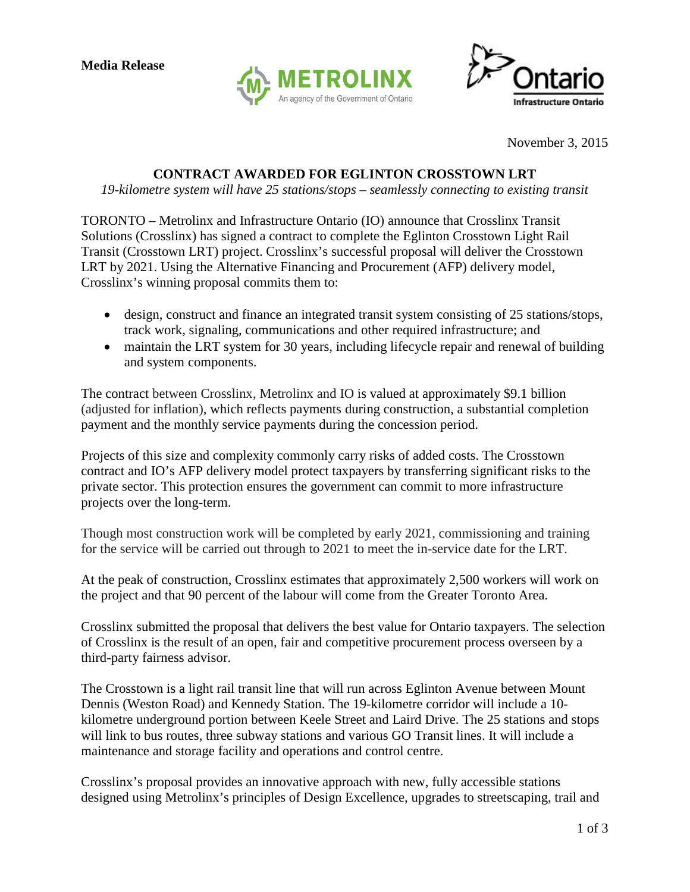**Media Release**

November 3, 2015

# CONTRACT AWARDED FOR EGLINTON CROSSTOWN LRT

*19-kilometre system will have 25 stations/stops – seamlessly connecting to existing transit*

TORONTO – Metrolinx and Infrastructure Ontario (IO) announce that Crosslinx Transit Solutions (Crosslinx) has signed a contract to complete the Eglinton Crosstown Light Rail Transit (Crosstown LRT) project. Crosslinx's successful proposal will deliver the Crosstown LRT by 2021. Using the Alternative Financing and Procurement (AFP) delivery model, Crosslinx's winning proposal commits them to:

- design, construct and finance an integrated transit system consisting of 25 stations/stops, track work, signaling, communications and other required infrastructure; and
- maintain the LRT system for 30 years, including lifecycle repair and renewal of building and system components.

The contract between Crosslinx, Metrolinx and IO is valued at approximately $9.1 billion (adjusted for inflation), which reflects payments during construction, a substantial completion payment and the monthly service payments during the concession period.

Projects of this size and complexity commonly carry risks of added costs. The Crosstown contract and IO's AFP delivery model protect taxpayers by transferring significant risks to the private sector. This protection ensures the government can commit to more infrastructure projects over the long-term.

Though most construction work will be completed by early 2021, commissioning and training for the service will be carried out through to 2021 to meet the in-service date for the LRT.

At the peak of construction, Crosslinx estimates that approximately 2,500 workers will work on the project and that 90 percent of the labour will come from the Greater Toronto Area.

Crosslinx submitted the proposal that delivers the best value for Ontario taxpayers. The selection of Crosslinx is the result of an open, fair and competitive procurement process overseen by a third-party fairness advisor.

The Crosstown is a light rail transit line that will run across Eglinton Avenue between Mount Dennis (Weston Road) and Kennedy Station. The 19-kilometre corridor will include a 10-kilometre underground portion between Keele Street and Laird Drive. The 25 stations and stops will link to bus routes, three subway stations and various GO Transit lines. It will include a maintenance and storage facility and operations and control centre.

Crosslinx's proposal provides an innovative approach with new, fully accessible stations designed using Metrolinx's principles of Design Excellence, upgrades to streetscaping, trail and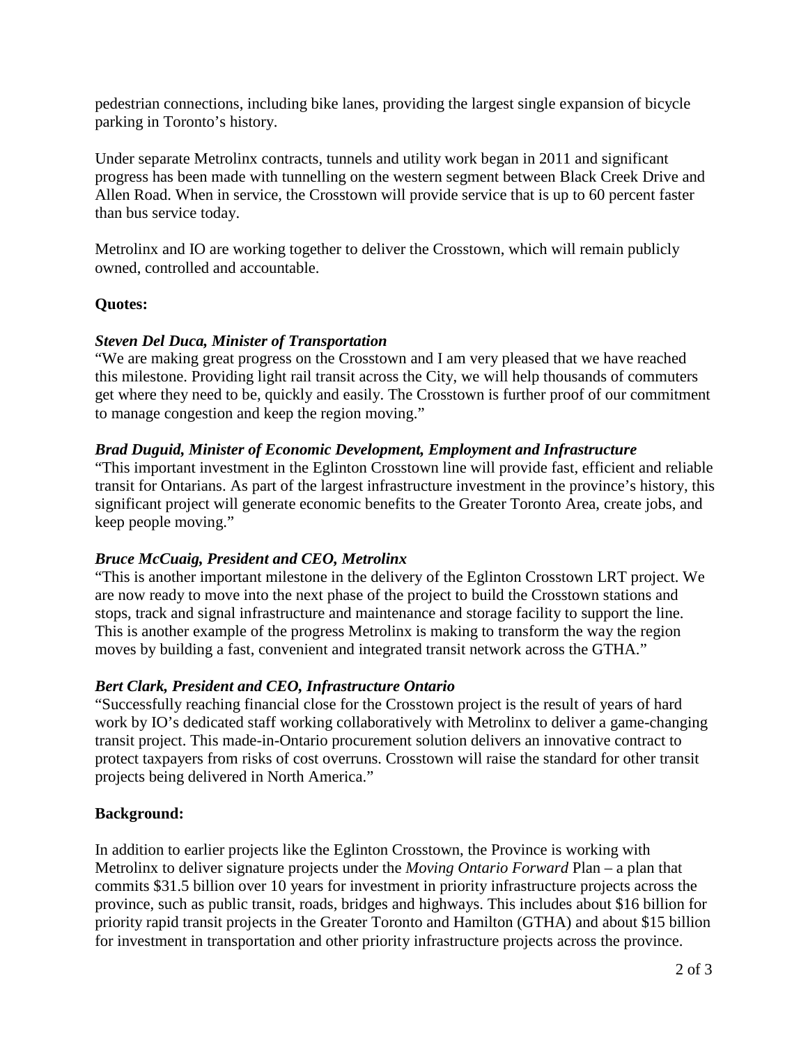pedestrian connections, including bike lanes, providing the largest single expansion of bicycle parking in Toronto's history.

Under separate Metrolinx contracts, tunnels and utility work began in 2011 and significant progress has been made with tunnelling on the western segment between Black Creek Drive and Allen Road. When in service, the Crosstown will provide service that is up to 60 percent faster than bus service today.

Metrolinx and IO are working together to deliver the Crosstown, which will remain publicly owned, controlled and accountable.

**Quotes:**

***Steven Del Duca, Minister of Transportation***
"We are making great progress on the Crosstown and I am very pleased that we have reached this milestone. Providing light rail transit across the City, we will help thousands of commuters get where they need to be, quickly and easily. The Crosstown is further proof of our commitment to manage congestion and keep the region moving."

***Brad Duguid, Minister of Economic Development, Employment and Infrastructure***
"This important investment in the Eglinton Crosstown line will provide fast, efficient and reliable transit for Ontarians. As part of the largest infrastructure investment in the province's history, this significant project will generate economic benefits to the Greater Toronto Area, create jobs, and keep people moving."

***Bruce McCuaig, President and CEO, Metrolinx***
"This is another important milestone in the delivery of the Eglinton Crosstown LRT project. We are now ready to move into the next phase of the project to build the Crosstown stations and stops, track and signal infrastructure and maintenance and storage facility to support the line. This is another example of the progress Metrolinx is making to transform the way the region moves by building a fast, convenient and integrated transit network across the GTHA."

***Bert Clark, President and CEO, Infrastructure Ontario***
"Successfully reaching financial close for the Crosstown project is the result of years of hard work by IO's dedicated staff working collaboratively with Metrolinx to deliver a game-changing transit project. This made-in-Ontario procurement solution delivers an innovative contract to protect taxpayers from risks of cost overruns. Crosstown will raise the standard for other transit projects being delivered in North America."

**Background:**

In addition to earlier projects like the Eglinton Crosstown, the Province is working with Metrolinx to deliver signature projects under the *Moving Ontario Forward* Plan – a plan that commits $31.5 billion over 10 years for investment in priority infrastructure projects across the province, such as public transit, roads, bridges and highways. This includes about $16 billion for priority rapid transit projects in the Greater Toronto and Hamilton (GTHA) and about $15 billion for investment in transportation and other priority infrastructure projects across the province.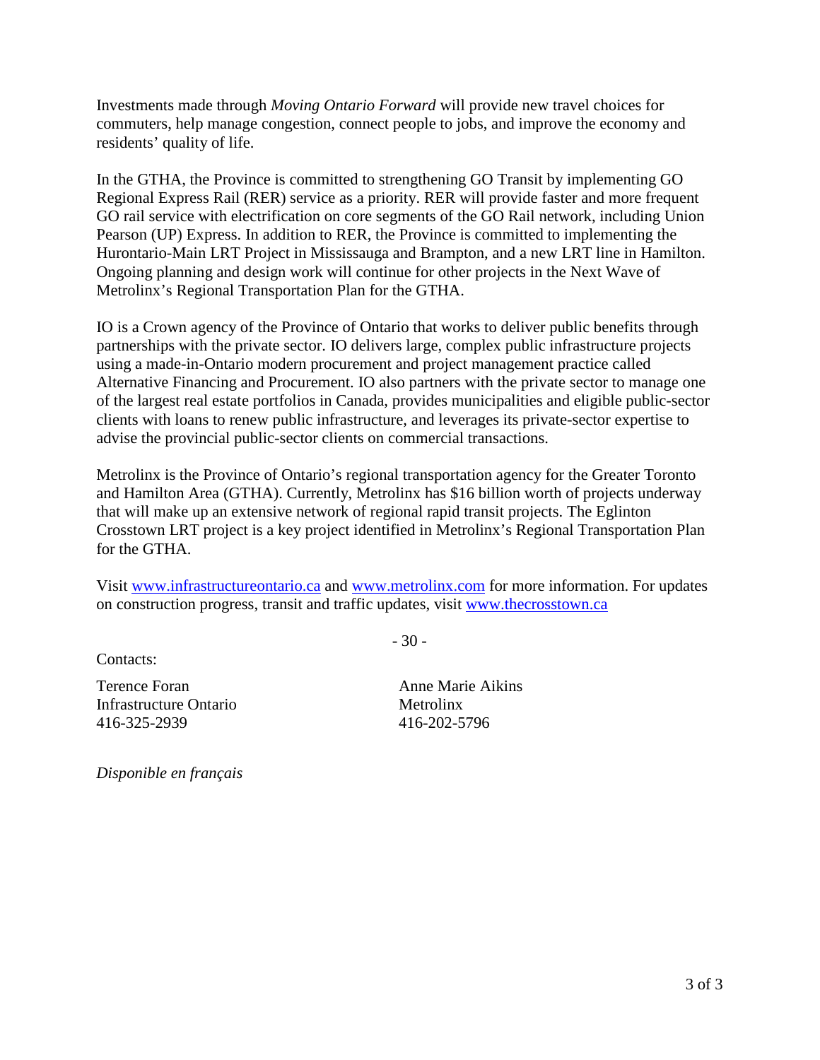Investments made through *Moving Ontario Forward* will provide new travel choices for commuters, help manage congestion, connect people to jobs, and improve the economy and residents' quality of life.

In the GTHA, the Province is committed to strengthening GO Transit by implementing GO Regional Express Rail (RER) service as a priority. RER will provide faster and more frequent GO rail service with electrification on core segments of the GO Rail network, including Union Pearson (UP) Express. In addition to RER, the Province is committed to implementing the Hurontario-Main LRT Project in Mississauga and Brampton, and a new LRT line in Hamilton. Ongoing planning and design work will continue for other projects in the Next Wave of Metrolinx's Regional Transportation Plan for the GTHA.

IO is a Crown agency of the Province of Ontario that works to deliver public benefits through partnerships with the private sector. IO delivers large, complex public infrastructure projects using a made-in-Ontario modern procurement and project management practice called Alternative Financing and Procurement. IO also partners with the private sector to manage one of the largest real estate portfolios in Canada, provides municipalities and eligible public-sector clients with loans to renew public infrastructure, and leverages its private-sector expertise to advise the provincial public-sector clients on commercial transactions.

Metrolinx is the Province of Ontario's regional transportation agency for the Greater Toronto and Hamilton Area (GTHA). Currently, Metrolinx has $16 billion worth of projects underway that will make up an extensive network of regional rapid transit projects. The Eglinton Crosstown LRT project is a key project identified in Metrolinx's Regional Transportation Plan for the GTHA.

Visit [www.infrastructureontario.ca](http://www.infrastructureontario.ca) and [www.metrolinx.com](http://www.metrolinx.com) for more information. For updates on construction progress, transit and traffic updates, visit [www.thecrosstown.ca](http://www.thecrosstown.ca)

- 30 -

Contacts:

Terence Foran
Infrastructure Ontario
416-325-2939

Anne Marie Aikins
Metrolinx
416-202-5796

*Disponible en français*